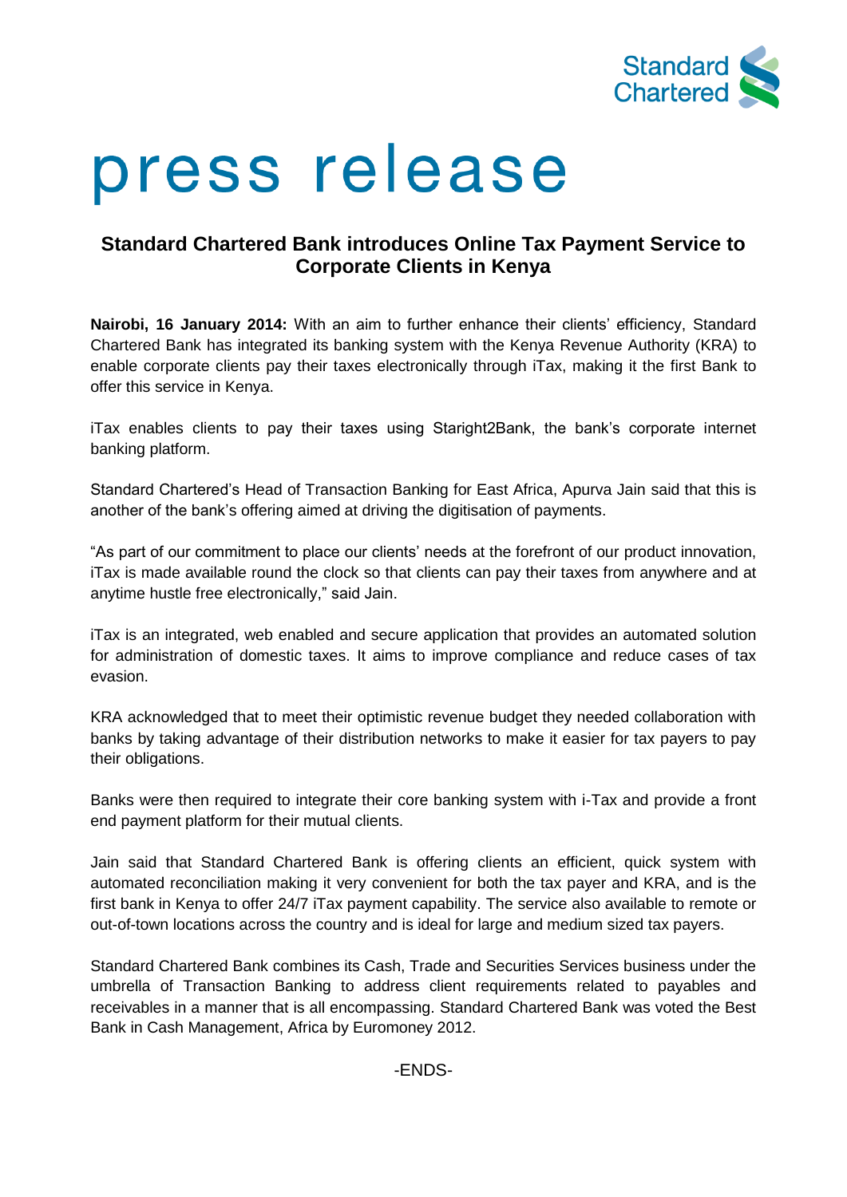Standard Chartered

# press release

## Standard Chartered Bank introduces Online Tax Payment Service to Corporate Clients in Kenya

**Nairobi, 16 January 2014:** With an aim to further enhance their clients' efficiency, Standard Chartered Bank has integrated its banking system with the Kenya Revenue Authority (KRA) to enable corporate clients pay their taxes electronically through iTax, making it the first Bank to offer this service in Kenya.

iTax enables clients to pay their taxes using Starigh2Bank, the bank's corporate internet banking platform.

Standard Chartered's Head of Transaction Banking for East Africa, Apurva Jain said that this is another of the bank's offering aimed at driving the digitisation of payments.

"As part of our commitment to place our clients' needs at the forefront of our product innovation, iTax is made available round the clock so that clients can pay their taxes from anywhere and at anytime hustle free electronically," said Jain.

iTax is an integrated, web enabled and secure application that provides an automated solution for administration of domestic taxes. It aims to improve compliance and reduce cases of tax evasion.

KRA acknowledged that to meet their optimistic revenue budget they needed collaboration with banks by taking advantage of their distribution networks to make it easier for tax payers to pay their obligations.

Banks were then required to integrate their core banking system with i-Tax and provide a front end payment platform for their mutual clients.

Jain said that Standard Chartered Bank is offering clients an efficient, quick system with automated reconciliation making it very convenient for both the tax payer and KRA, and is the first bank in Kenya to offer 24/7 iTax payment capability. The service also available to remote or out-of-town locations across the country and is ideal for large and medium sized tax payers.

Standard Chartered Bank combines its Cash, Trade and Securities Services business under the umbrella of Transaction Banking to address client requirements related to payables and receivables in a manner that is all encompassing. Standard Chartered Bank was voted the Best Bank in Cash Management, Africa by Euromoney 2012.

-ENDS-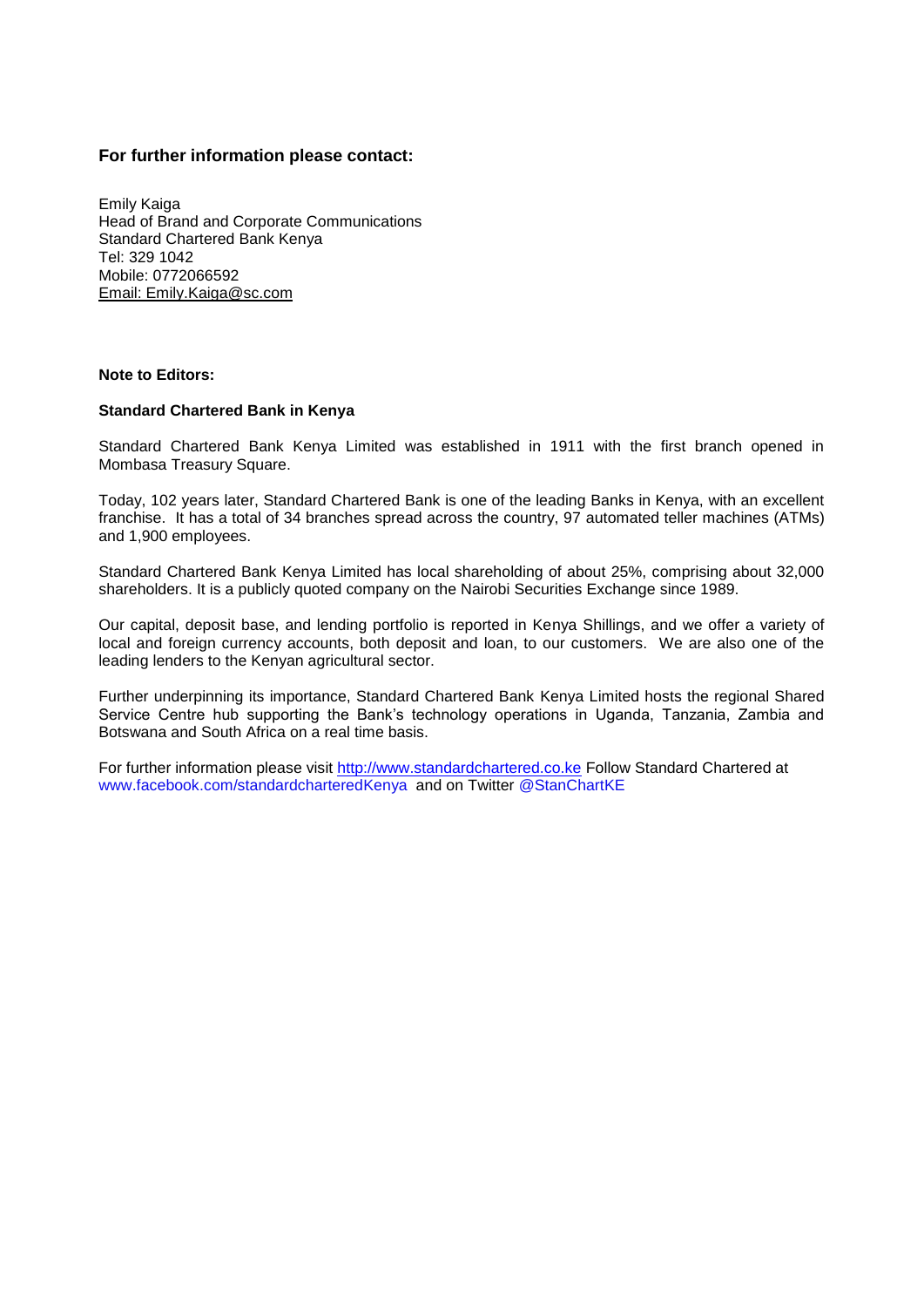### For further information please contact:

Emily Kaiga
Head of Brand and Corporate Communications
Standard Chartered Bank Kenya
Tel: 329 1042
Mobile: 0772066592
Email: Emily.Kaiga@sc.com

**Note to Editors:**

**Standard Chartered Bank in Kenya**

Standard Chartered Bank Kenya Limited was established in 1911 with the first branch opened in Mombasa Treasury Square.

Today, 102 years later, Standard Chartered Bank is one of the leading Banks in Kenya, with an excellent franchise. It has a total of 34 branches spread across the country, 97 automated teller machines (ATMs) and 1,900 employees.

Standard Chartered Bank Kenya Limited has local shareholding of about 25%, comprising about 32,000 shareholders. It is a publicly quoted company on the Nairobi Securities Exchange since 1989.

Our capital, deposit base, and lending portfolio is reported in Kenya Shillings, and we offer a variety of local and foreign currency accounts, both deposit and loan, to our customers. We are also one of the leading lenders to the Kenyan agricultural sector.

Further underpinning its importance, Standard Chartered Bank Kenya Limited hosts the regional Shared Service Centre hub supporting the Bank's technology operations in Uganda, Tanzania, Zambia and Botswana and South Africa on a real time basis.

For further information please visit http://www.standardchartered.co.ke Follow Standard Chartered at www.facebook.com/standardcharteredKenya and on Twitter @StanChartKE